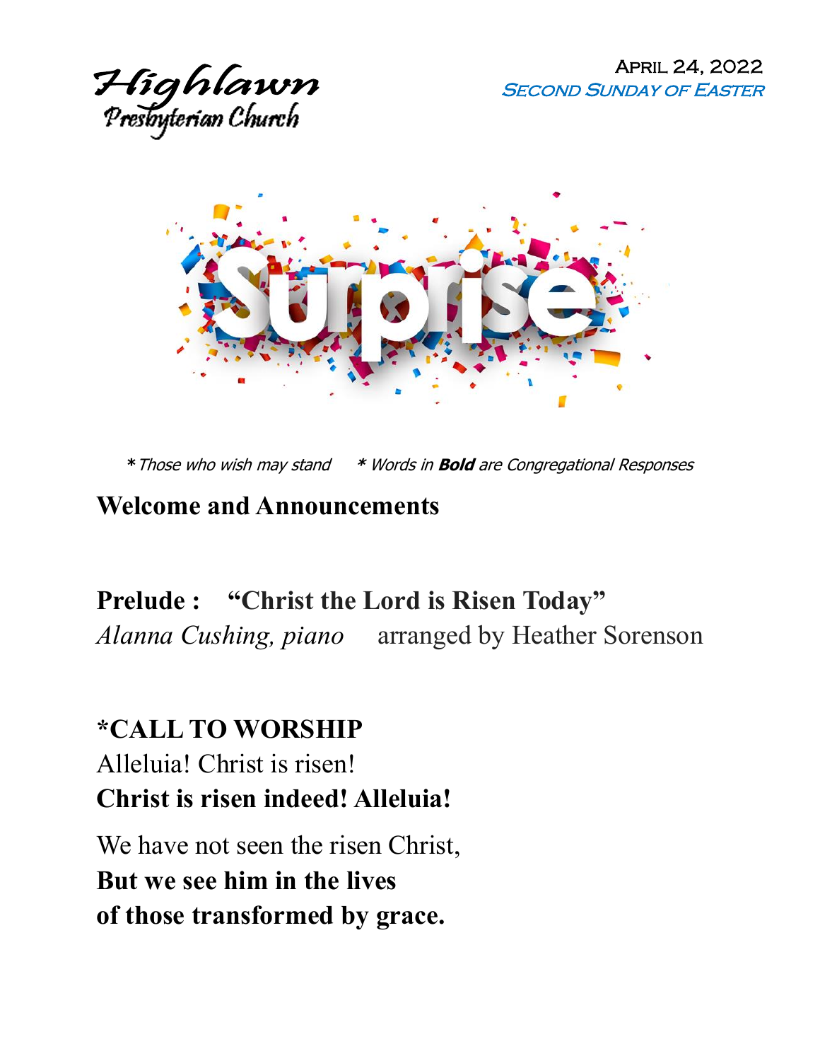Highlawn
Presbyterian Church

April 24, 2022
*Second Sunday of Easter*

Surprise

* *Those who wish may stand*     * *Words in* ***Bold*** *are Congregational Responses*

## Welcome and Announcements

**Prelude : "Christ the Lord is Risen Today"**
*Alanna Cushing, piano*     arranged by Heather Sorenson

## *CALL TO WORSHIP

Alleluia! Christ is risen!
**Christ is risen indeed! Alleluia!**

We have not seen the risen Christ,
**But we see him in the lives**
**of those transformed by grace.**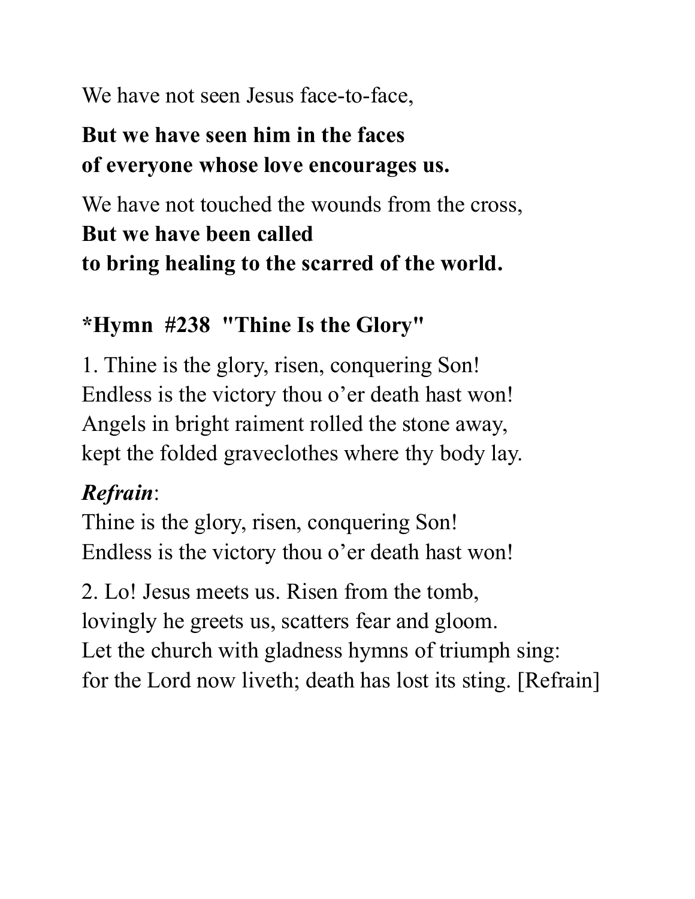We have not seen Jesus face-to-face,

**But we have seen him in the faces**
**of everyone whose love encourages us.**

We have not touched the wounds from the cross,
**But we have been called**
**to bring healing to the scarred of the world.**

### *Hymn #238 "Thine Is the Glory"

1. Thine is the glory, risen, conquering Son!
Endless is the victory thou o'er death hast won!
Angels in bright raiment rolled the stone away,
kept the folded graveclothes where thy body lay.

***Refrain***:
Thine is the glory, risen, conquering Son!
Endless is the victory thou o'er death hast won!

2. Lo! Jesus meets us. Risen from the tomb,
lovingly he greets us, scatters fear and gloom.
Let the church with gladness hymns of triumph sing:
for the Lord now liveth; death has lost its sting. [Refrain]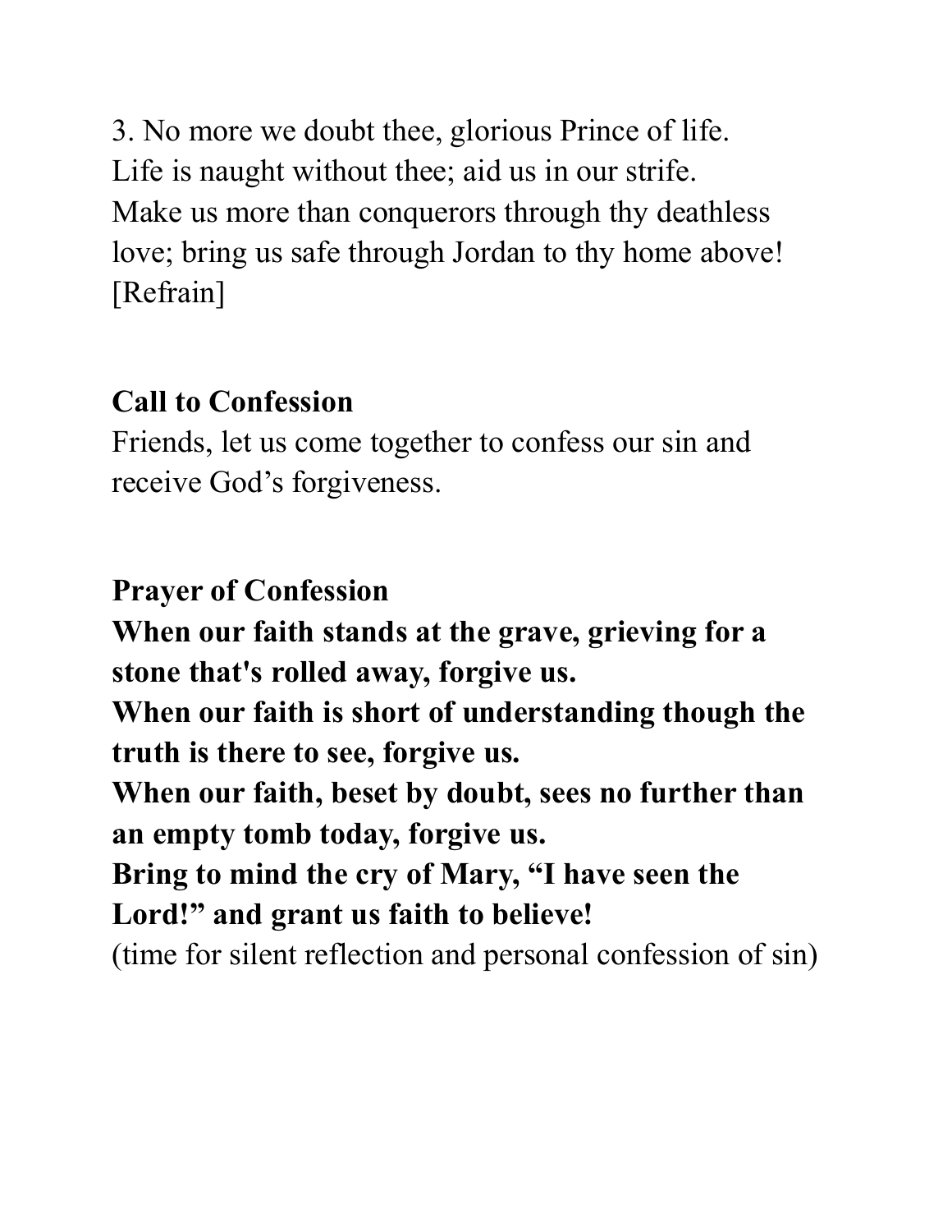3. No more we doubt thee, glorious Prince of life.
Life is naught without thee; aid us in our strife.
Make us more than conquerors through thy deathless love; bring us safe through Jordan to thy home above!
[Refrain]

**Call to Confession**

Friends, let us come together to confess our sin and receive God's forgiveness.

**Prayer of Confession**

**When our faith stands at the grave, grieving for a stone that's rolled away, forgive us.**
**When our faith is short of understanding though the truth is there to see, forgive us.**
**When our faith, beset by doubt, sees no further than an empty tomb today, forgive us.**
**Bring to mind the cry of Mary, "I have seen the Lord!" and grant us faith to believe!**
(time for silent reflection and personal confession of sin)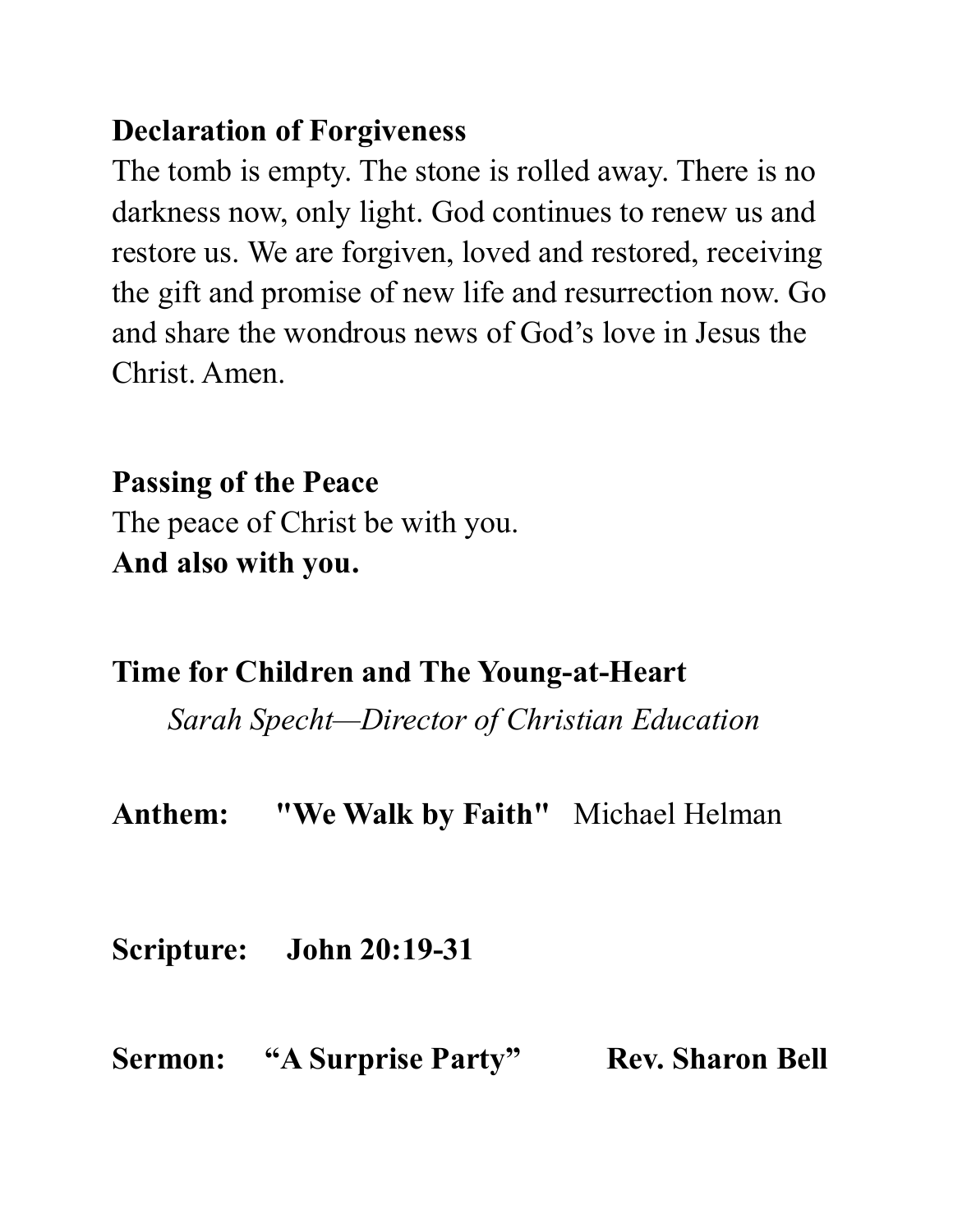**Declaration of Forgiveness**

The tomb is empty. The stone is rolled away. There is no darkness now, only light. God continues to renew us and restore us. We are forgiven, loved and restored, receiving the gift and promise of new life and resurrection now. Go and share the wondrous news of God's love in Jesus the Christ. Amen.

**Passing of the Peace**

The peace of Christ be with you.
**And also with you.**

**Time for Children and The Young-at-Heart**

*Sarah Specht—Director of Christian Education*

**Anthem: "We Walk by Faith"** Michael Helman

**Scripture: John 20:19-31**

**Sermon: "A Surprise Party" Rev. Sharon Bell**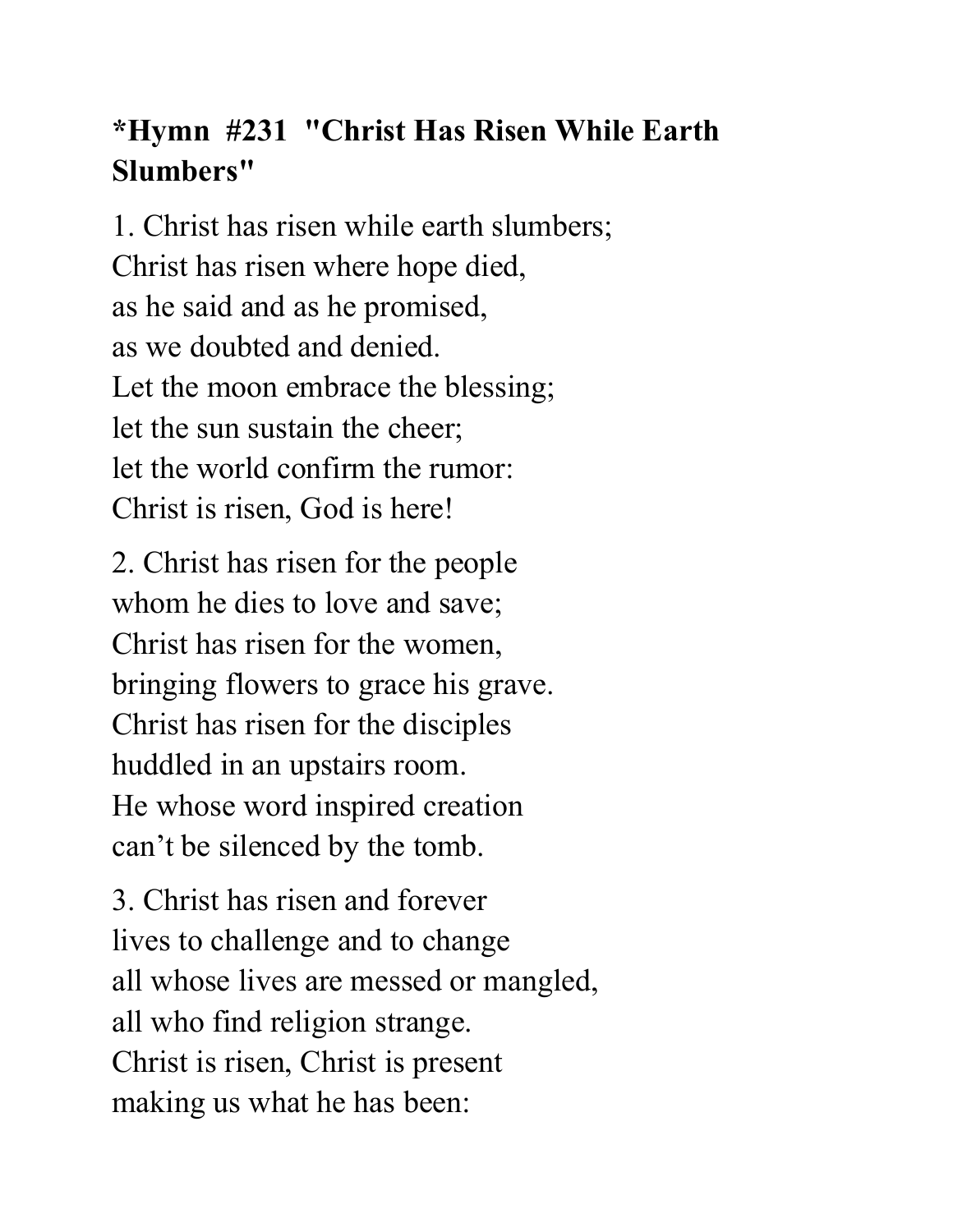**\*Hymn #231 "Christ Has Risen While Earth Slumbers"**

1. Christ has risen while earth slumbers;
Christ has risen where hope died,
as he said and as he promised,
as we doubted and denied.
Let the moon embrace the blessing;
let the sun sustain the cheer;
let the world confirm the rumor:
Christ is risen, God is here!

2. Christ has risen for the people
whom he dies to love and save;
Christ has risen for the women,
bringing flowers to grace his grave.
Christ has risen for the disciples
huddled in an upstairs room.
He whose word inspired creation
can't be silenced by the tomb.

3. Christ has risen and forever
lives to challenge and to change
all whose lives are messed or mangled,
all who find religion strange.
Christ is risen, Christ is present
making us what he has been: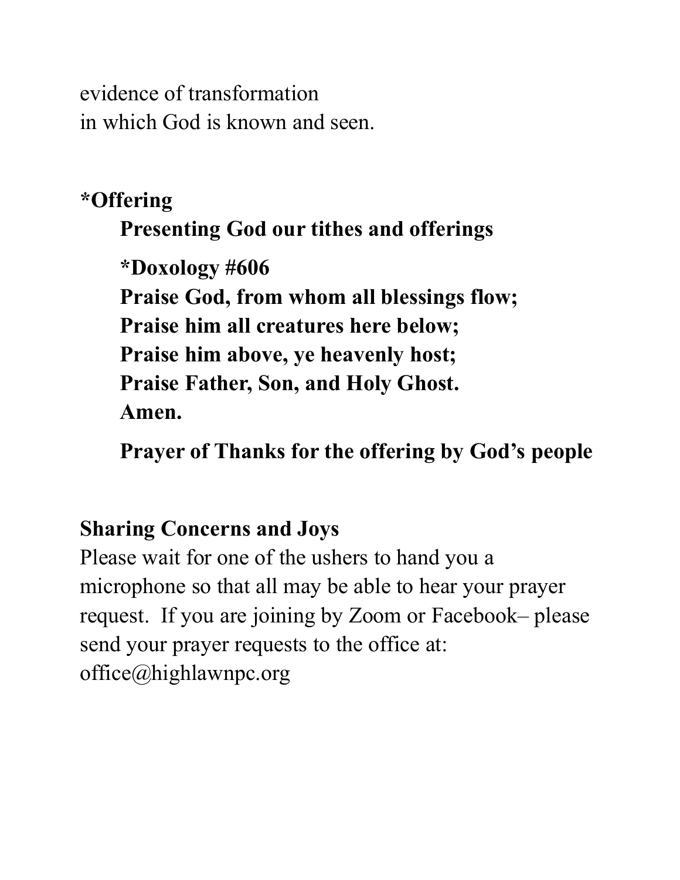evidence of transformation
in which God is known and seen.

**\*Offering**

**Presenting God our tithes and offerings**

**\*Doxology #606**
**Praise God, from whom all blessings flow;**
**Praise him all creatures here below;**
**Praise him above, ye heavenly host;**
**Praise Father, Son, and Holy Ghost.**
**Amen.**

**Prayer of Thanks for the offering by God's people**

**Sharing Concerns and Joys**
Please wait for one of the ushers to hand you a microphone so that all may be able to hear your prayer request. If you are joining by Zoom or Facebook– please send your prayer requests to the office at: office@highlawnpc.org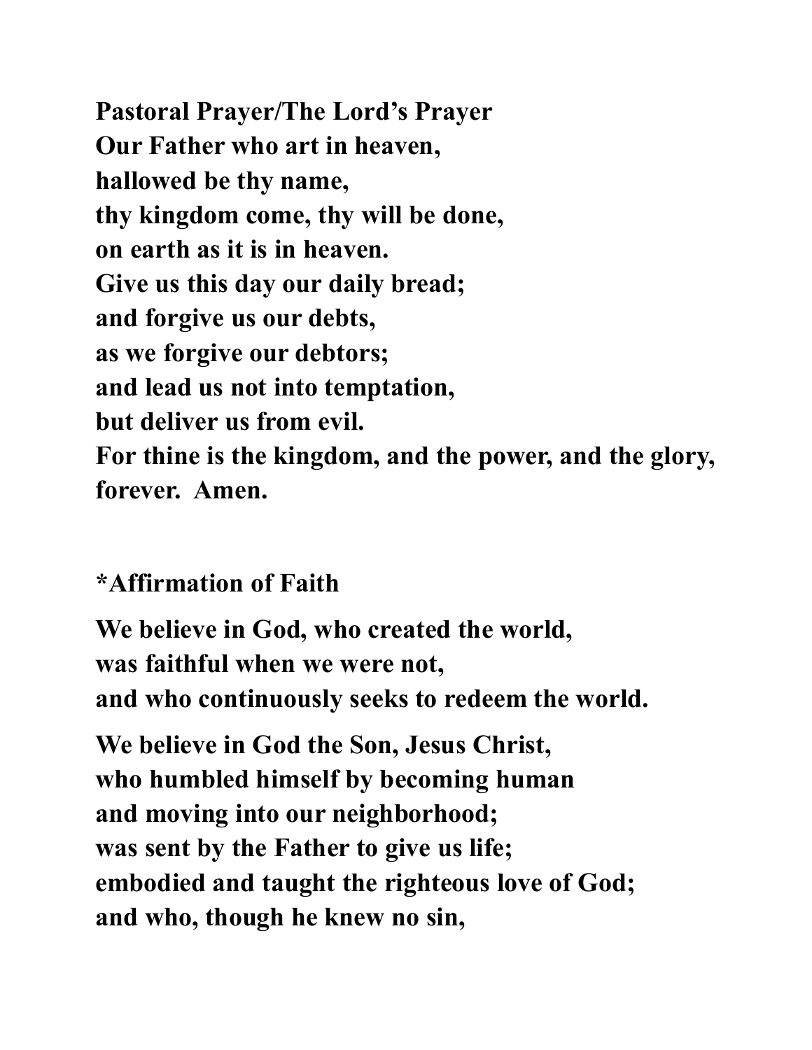**Pastoral Prayer/The Lord's Prayer**
**Our Father who art in heaven,**
**hallowed be thy name,**
**thy kingdom come, thy will be done,**
**on earth as it is in heaven.**
**Give us this day our daily bread;**
**and forgive us our debts,**
**as we forgive our debtors;**
**and lead us not into temptation,**
**but deliver us from evil.**
**For thine is the kingdom, and the power, and the glory,**
**forever. Amen.**

**\*Affirmation of Faith**

**We believe in God, who created the world,**
**was faithful when we were not,**
**and who continuously seeks to redeem the world.**

**We believe in God the Son, Jesus Christ,**
**who humbled himself by becoming human**
**and moving into our neighborhood;**
**was sent by the Father to give us life;**
**embodied and taught the righteous love of God;**
**and who, though he knew no sin,**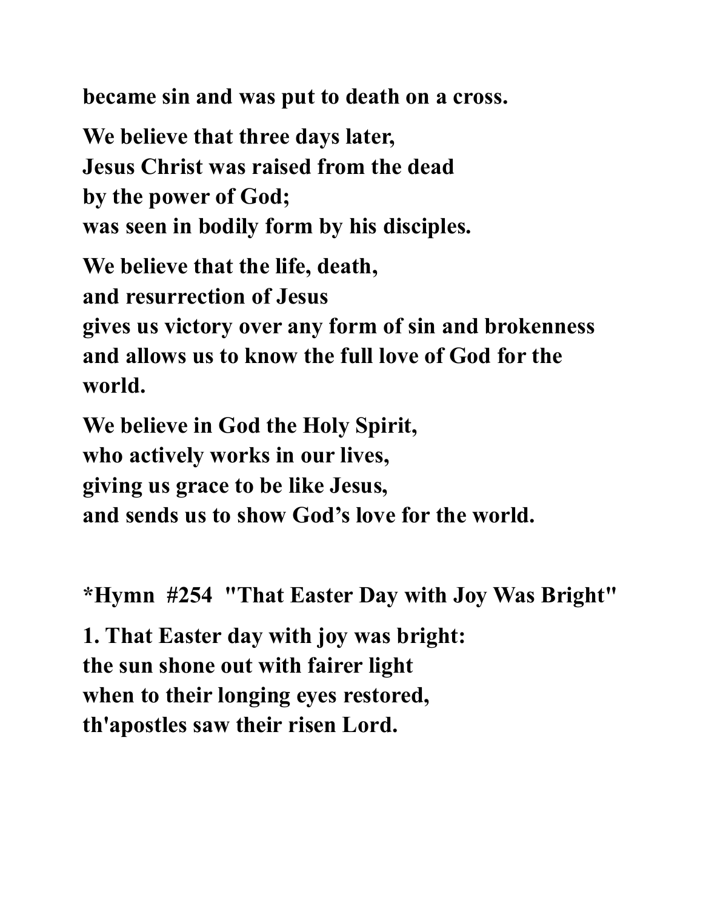**became sin and was put to death on a cross.**

**We believe that three days later,**
**Jesus Christ was raised from the dead**
**by the power of God;**
**was seen in bodily form by his disciples.**

**We believe that the life, death,**
**and resurrection of Jesus**
**gives us victory over any form of sin and brokenness**
**and allows us to know the full love of God for the world.**

**We believe in God the Holy Spirit,**
**who actively works in our lives,**
**giving us grace to be like Jesus,**
**and sends us to show God's love for the world.**

**\*Hymn #254 "That Easter Day with Joy Was Bright"**

**1. That Easter day with joy was bright:**
**the sun shone out with fairer light**
**when to their longing eyes restored,**
**th'apostles saw their risen Lord.**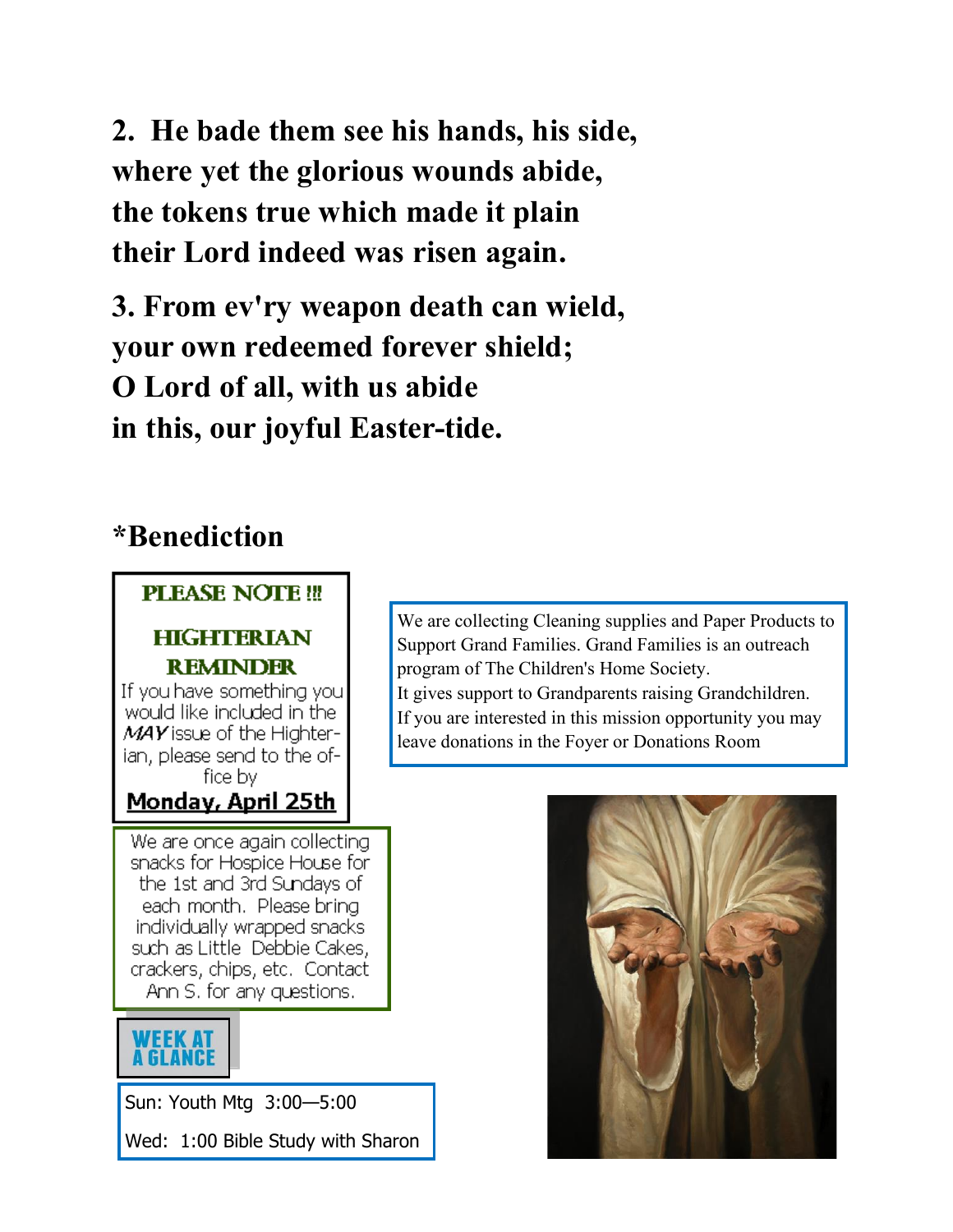**2. He bade them see his hands, his side,**
**where yet the glorious wounds abide,**
**the tokens true which made it plain**
**their Lord indeed was risen again.**

**3. From ev'ry weapon death can wield,**
**your own redeemed forever shield;**
**O Lord of all, with us abide**
**in this, our joyful Easter-tide.**

## *Benediction

**PLEASE NOTE !!!**

**HIGHTERIAN REMINDER**

If you have something you would like included in the *MAY* issue of the Highterian, please send to the office by

**Monday, April 25th**

We are collecting Cleaning supplies and Paper Products to Support Grand Families. Grand Families is an outreach program of The Children's Home Society.
It gives support to Grandparents raising Grandchildren.
If you are interested in this mission opportunity you may leave donations in the Foyer or Donations Room

We are once again collecting snacks for Hospice House for the 1st and 3rd Sundays of each month. Please bring individually wrapped snacks such as Little Debbie Cakes, crackers, chips, etc. Contact Ann S. for any questions.

**WEEK AT A GLANCE**

Sun: Youth Mtg 3:00—5:00

Wed: 1:00 Bible Study with Sharon